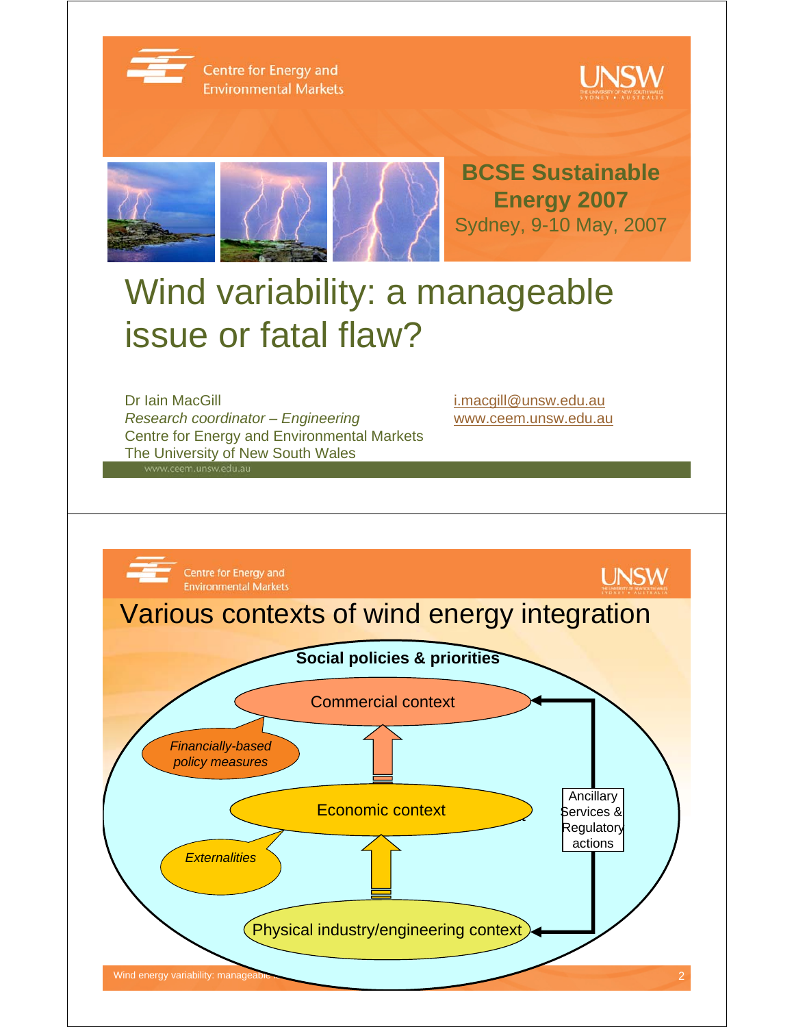Centre for Energy and Environmental Markets

UNSW

**BCSE Sustainable Energy 2007**
Sydney, 9-10 May, 2007

# Wind variability: a manageable issue or fatal flaw?

Dr Iain MacGill
*Research coordinator – Engineering*
Centre for Energy and Environmental Markets
The University of New South Wales

i.macgill@unsw.edu.au
www.ceem.unsw.edu.au

---

Centre for Energy and Environmental Markets

UNSW

# Various contexts of wind energy integration

**Social policies & priorities**

- Commercial context
- *Financially-based policy measures*
- Economic context
- *Externalities*
- Physical industry/engineering context
- Ancillary Services & Regulatory actions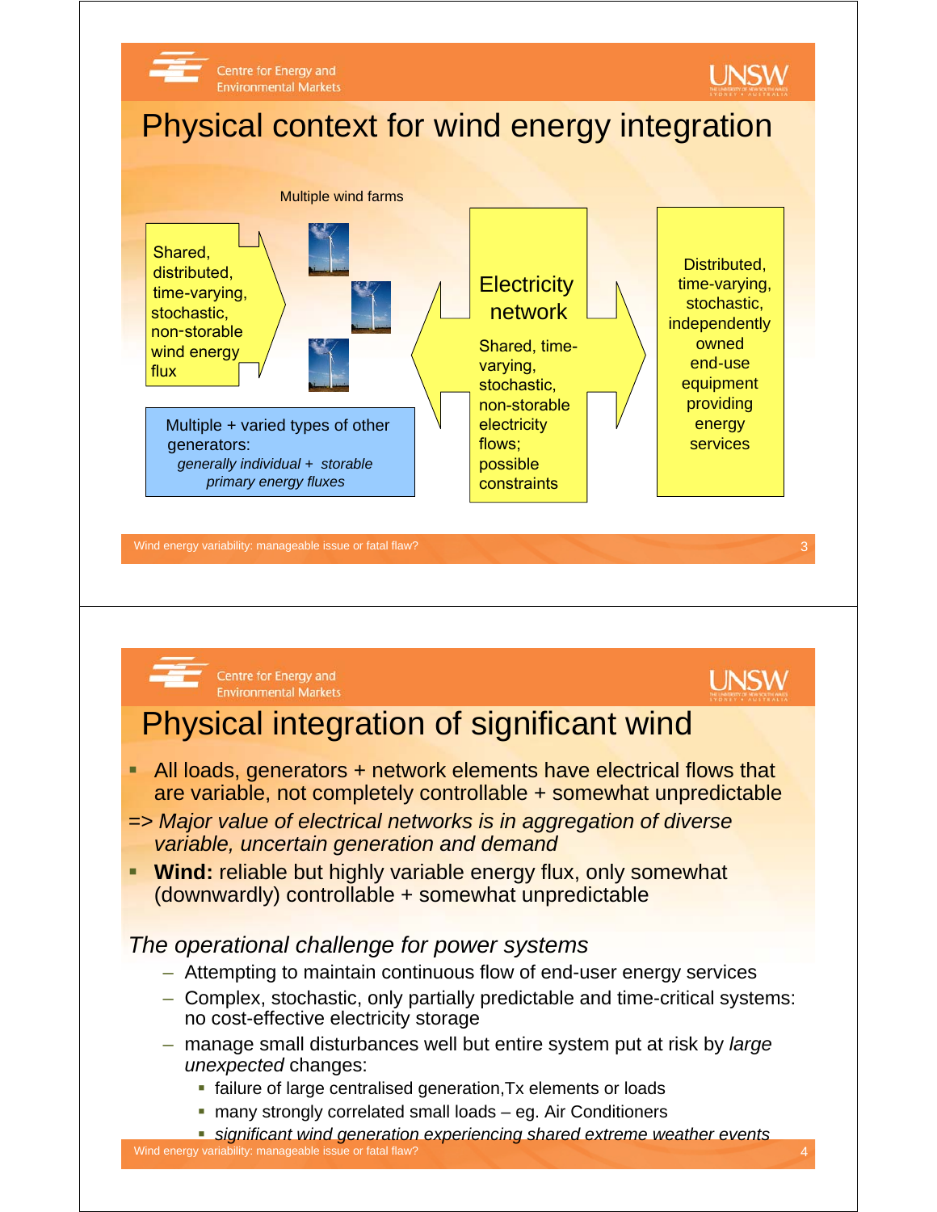# Physical context for wind energy integration

Multiple wind farms

Shared, distributed, time-varying, stochastic, non-storable wind energy flux

Multiple + varied types of other generators:
*generally individual + storable primary energy fluxes*

**Electricity network**

Shared, time-varying, stochastic, non-storable electricity flows; possible constraints

Distributed, time-varying, stochastic, independently owned end-use equipment providing energy services

# Physical integration of significant wind

- All loads, generators + network elements have electrical flows that are variable, not completely controllable + somewhat unpredictable

=> *Major value of electrical networks is in aggregation of diverse variable, uncertain generation and demand*

- **Wind:** reliable but highly variable energy flux, only somewhat (downwardly) controllable + somewhat unpredictable

*The operational challenge for power systems*

- Attempting to maintain continuous flow of end-user energy services
- Complex, stochastic, only partially predictable and time-critical systems: no cost-effective electricity storage
- manage small disturbances well but entire system put at risk by *large unexpected* changes:
  - failure of large centralised generation,Tx elements or loads
  - many strongly correlated small loads – eg. Air Conditioners
  - *significant wind generation experiencing shared extreme weather events*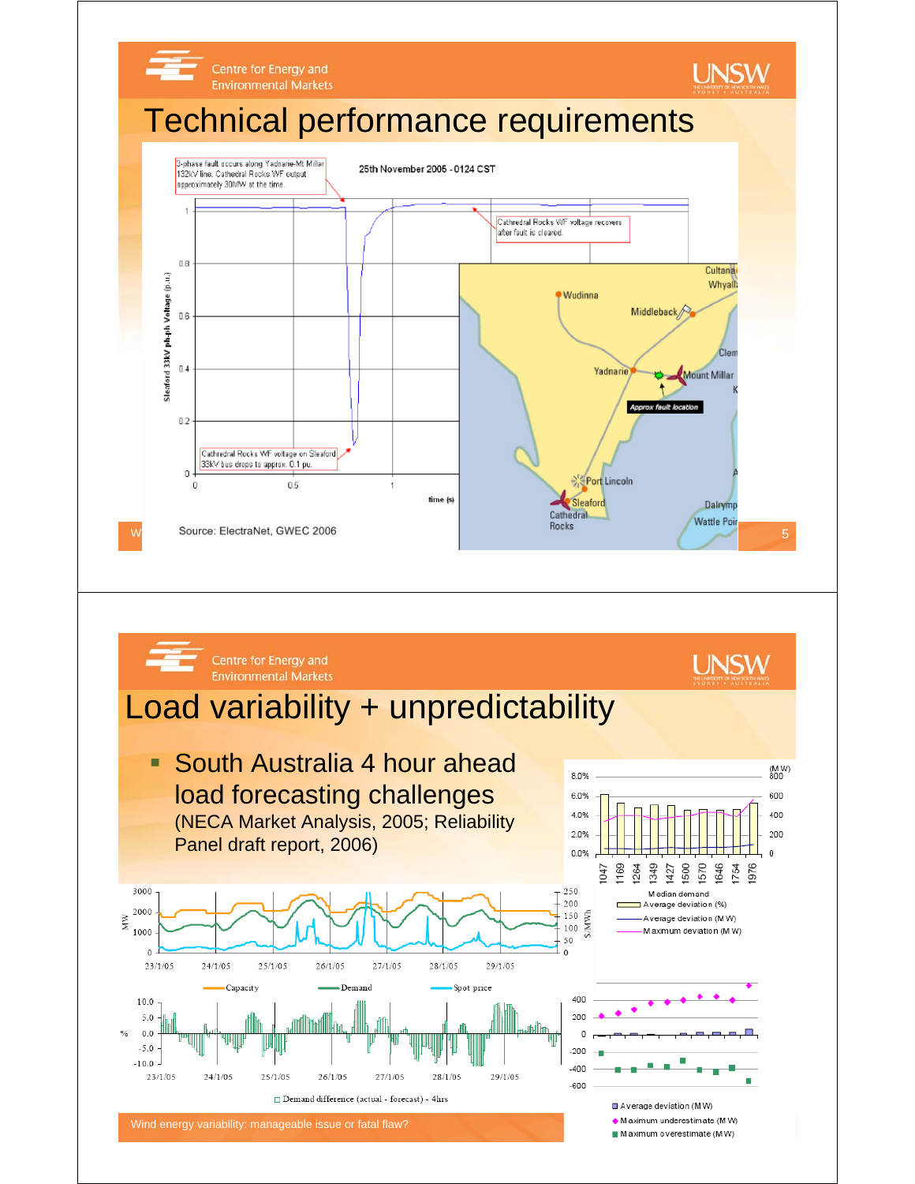# Technical performance requirements

3-phase fault occurs along Yadnarie-Mt Millar 132kV line. Cathedral Rocks WF output approximately 30MW at the time

25th November 2005 - 0124 CST

Cathedral Rocks WF voltage recovers after fault is cleared.

Cathedral Rocks WF voltage on Sleaford 33kV bus drops to approx. 0.1 pu.

Source: ElectraNet, GWEC 2006

# Load variability + unpredictability

- South Australia 4 hour ahead load forecasting challenges (NECA Market Analysis, 2005; Reliability Panel draft report, 2006)

Wind energy variability: manageable issue or fatal flaw?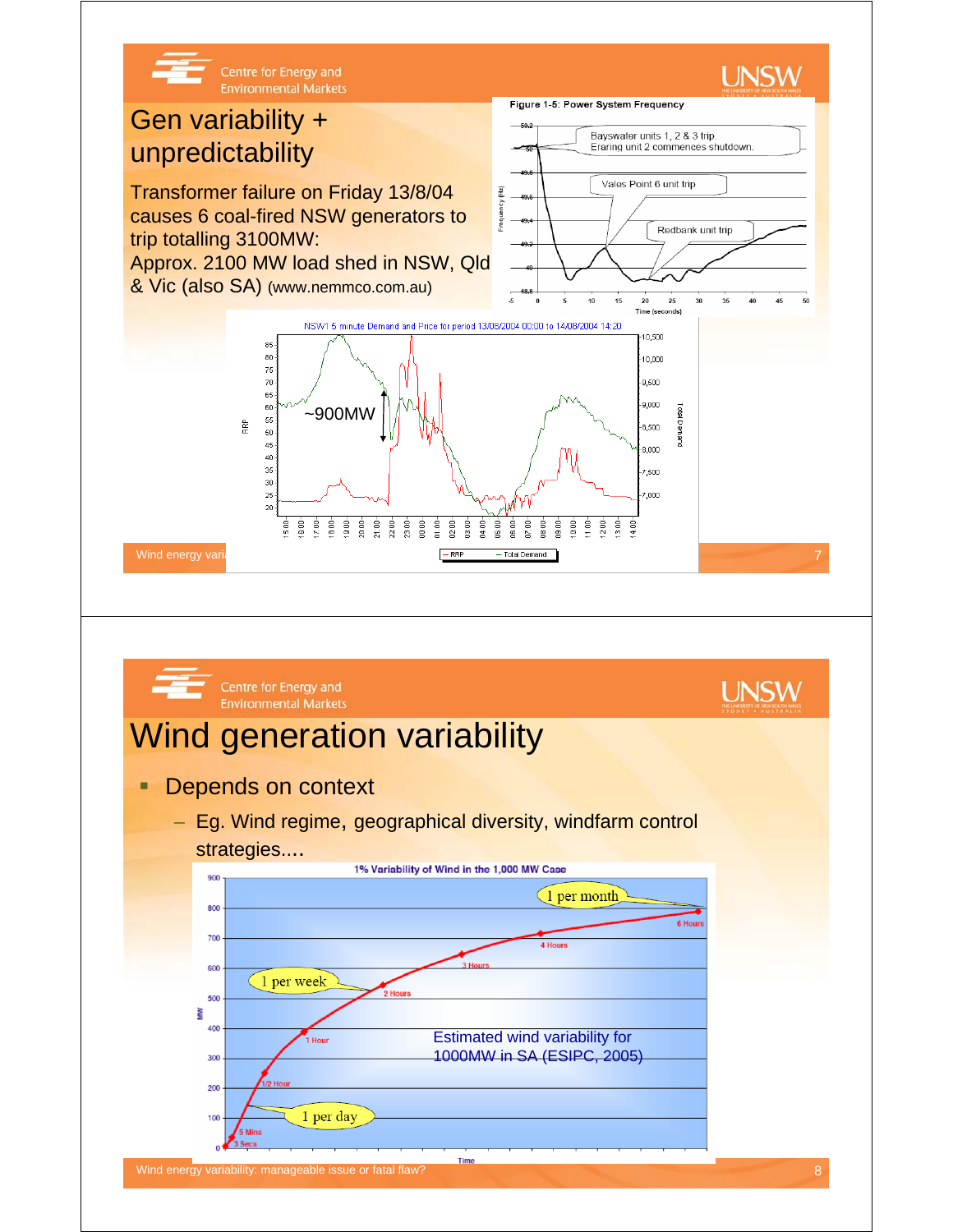## Gen variability + unpredictability

Transformer failure on Friday 13/8/04 causes 6 coal-fired NSW generators to trip totalling 3100MW:
Approx. 2100 MW load shed in NSW, Qld & Vic (also SA) (www.nemmco.com.au)

Figure 1-5: Power System Frequency

Bayswater units 1, 2 & 3 trip. Eraring unit 2 commences shutdown.
Vales Point 6 unit trip
Redbank unit trip

NSW1 5 minute Demand and Price for period 13/08/2004 00:00 to 14/08/2004 14:20

~900MW

---

## Wind generation variability

- Depends on context
  - Eg. Wind regime, geographical diversity, windfarm control strategies....

1% Variability of Wind in the 1,000 MW Case

1 per month
1 per week
1 per day

Estimated wind variability for 1000MW in SA (ESIPC, 2005)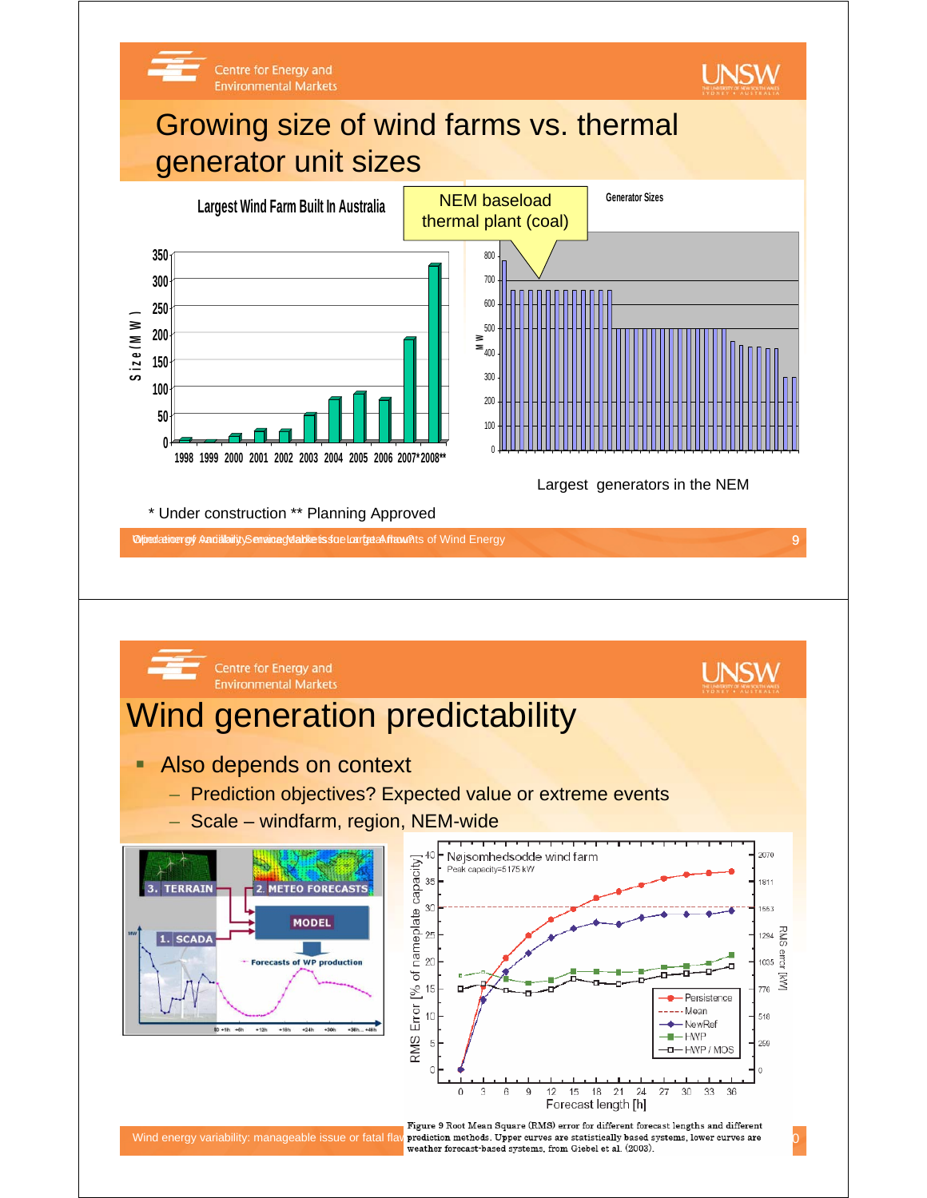# Growing size of wind farms vs. thermal generator unit sizes

Largest Wind Farm Built In Australia

NEM baseload thermal plant (coal)

Generator Sizes

Largest generators in the NEM

\* Under construction \*\* Planning Approved

# Wind generation predictability

- Also depends on context
  - Prediction objectives? Expected value or extreme events
  - Scale – windfarm, region, NEM-wide

Figure 9 Root Mean Square (RMS) error for different forecast lengths and different prediction methods. Upper curves are statistically based systems, lower curves are weather forecast-based systems, from Giebel et al. (2003).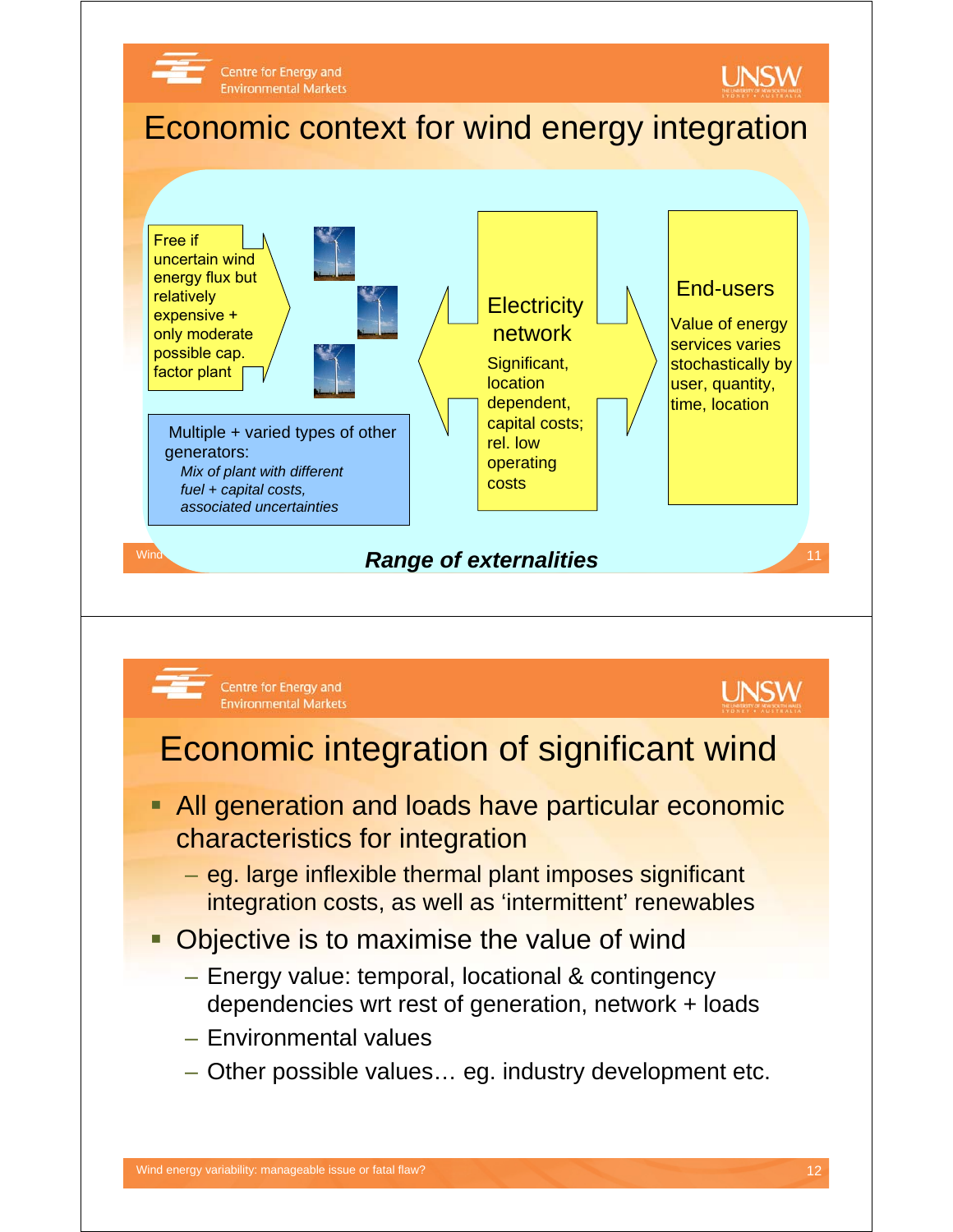# Economic context for wind energy integration

Free if uncertain wind energy flux but relatively expensive + only moderate possible cap. factor plant

Multiple + varied types of other generators:

*Mix of plant with different fuel + capital costs, associated uncertainties*

Electricity network

Significant, location dependent, capital costs; rel. low operating costs

End-users

Value of energy services varies stochastically by user, quantity, time, location

***Range of externalities***

# Economic integration of significant wind

- All generation and loads have particular economic characteristics for integration
  - eg. large inflexible thermal plant imposes significant integration costs, as well as 'intermittent' renewables
- Objective is to maximise the value of wind
  - Energy value: temporal, locational & contingency dependencies wrt rest of generation, network + loads
  - Environmental values
  - Other possible values… eg. industry development etc.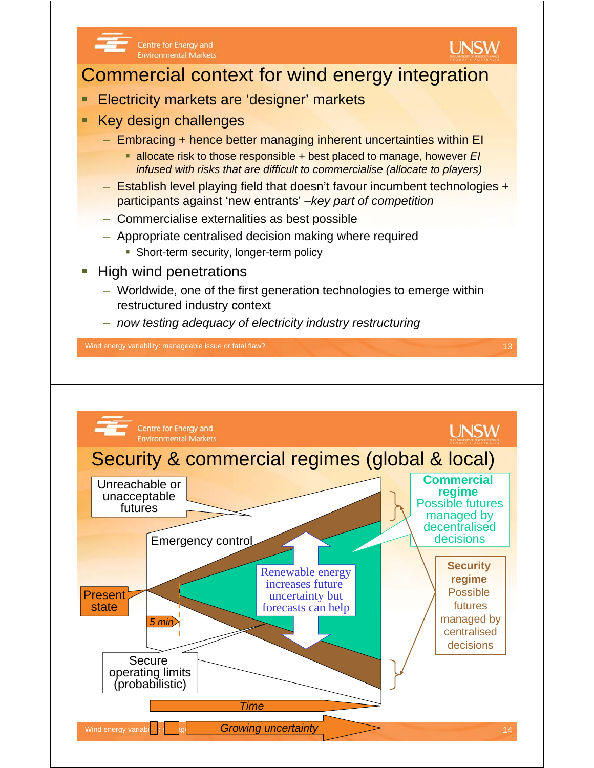# Commercial context for wind energy integration

- Electricity markets are 'designer' markets
- Key design challenges
  - Embracing + hence better managing inherent uncertainties within EI
    - allocate risk to those responsible + best placed to manage, however *EI infused with risks that are difficult to commercialise (allocate to players)*
  - Establish level playing field that doesn't favour incumbent technologies + participants against 'new entrants' –*key part of competition*
  - Commercialise externalities as best possible
  - Appropriate centralised decision making where required
    - Short-term security, longer-term policy
- High wind penetrations
  - Worldwide, one of the first generation technologies to emerge within restructured industry context
  - *now testing adequacy of electricity industry restructuring*

# Security & commercial regimes (global & local)

Unreachable or unacceptable futures

Emergency control

**Commercial regime**
Possible futures managed by decentralised decisions

Renewable energy increases future uncertainty but forecasts can help

Present state

*5 min*

**Security regime**
Possible futures managed by centralised decisions

Secure operating limits (probabilistic)

*Time*

*Growing uncertainty*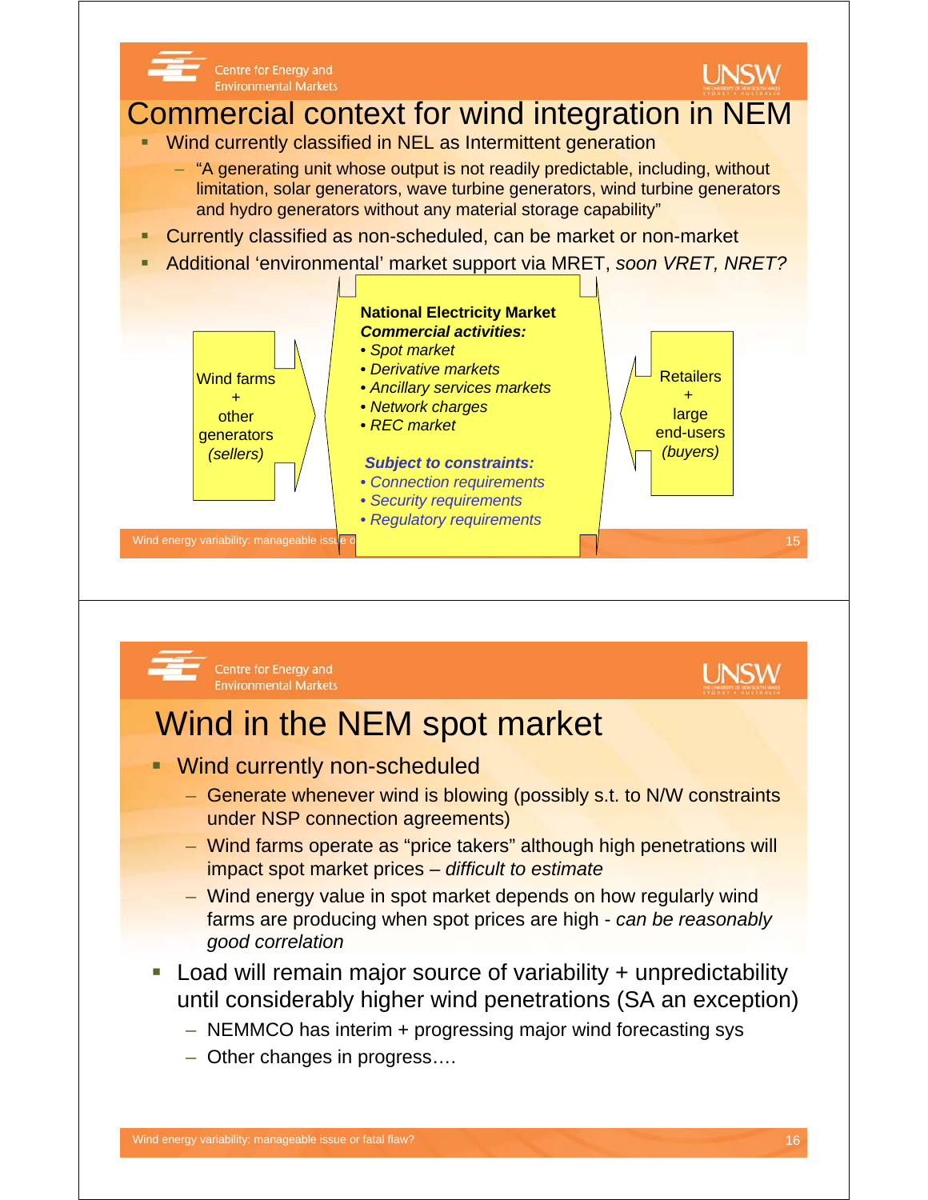# Commercial context for wind integration in NEM

- Wind currently classified in NEL as Intermittent generation
  - "A generating unit whose output is not readily predictable, including, without limitation, solar generators, wave turbine generators, wind turbine generators and hydro generators without any material storage capability"
- Currently classified as non-scheduled, can be market or non-market
- Additional 'environmental' market support via MRET, *soon VRET, NRET?*

Wind farms + other generators *(sellers)*

**National Electricity Market**
***Commercial activities:***
- *Spot market*
- *Derivative markets*
- *Ancillary services markets*
- *Network charges*
- *REC market*

***Subject to constraints:***
- *Connection requirements*
- *Security requirements*
- *Regulatory requirements*

Retailers + large end-users *(buyers)*

# Wind in the NEM spot market

- Wind currently non-scheduled
  - Generate whenever wind is blowing (possibly s.t. to N/W constraints under NSP connection agreements)
  - Wind farms operate as "price takers" although high penetrations will impact spot market prices – *difficult to estimate*
  - Wind energy value in spot market depends on how regularly wind farms are producing when spot prices are high - *can be reasonably good correlation*
- Load will remain major source of variability + unpredictability until considerably higher wind penetrations (SA an exception)
  - NEMMCO has interim + progressing major wind forecasting sys
  - Other changes in progress….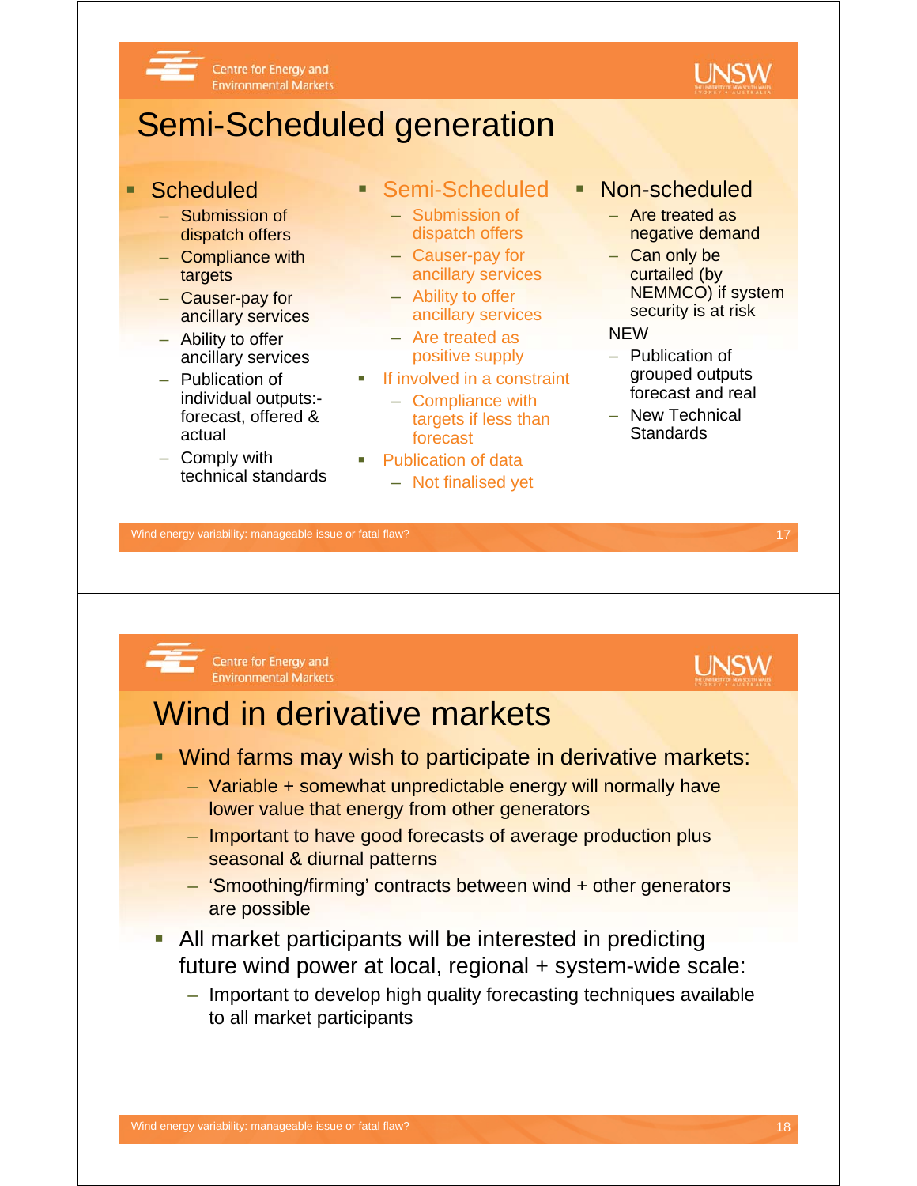# Semi-Scheduled generation

- **Scheduled**
  - Submission of dispatch offers
  - Compliance with targets
  - Causer-pay for ancillary services
  - Ability to offer ancillary services
  - Publication of individual outputs:- forecast, offered & actual
  - Comply with technical standards

- **Semi-Scheduled**
  - Submission of dispatch offers
  - Causer-pay for ancillary services
  - Ability to offer ancillary services
  - Are treated as positive supply
- If involved in a constraint
  - Compliance with targets if less than forecast
- Publication of data
  - Not finalised yet

- **Non-scheduled**
  - Are treated as negative demand
  - Can only be curtailed (by NEMMCO) if system security is at risk

  NEW
  - Publication of grouped outputs forecast and real
  - New Technical Standards

# Wind in derivative markets

- Wind farms may wish to participate in derivative markets:
  - Variable + somewhat unpredictable energy will normally have lower value that energy from other generators
  - Important to have good forecasts of average production plus seasonal & diurnal patterns
  - 'Smoothing/firming' contracts between wind + other generators are possible
- All market participants will be interested in predicting future wind power at local, regional + system-wide scale:
  - Important to develop high quality forecasting techniques available to all market participants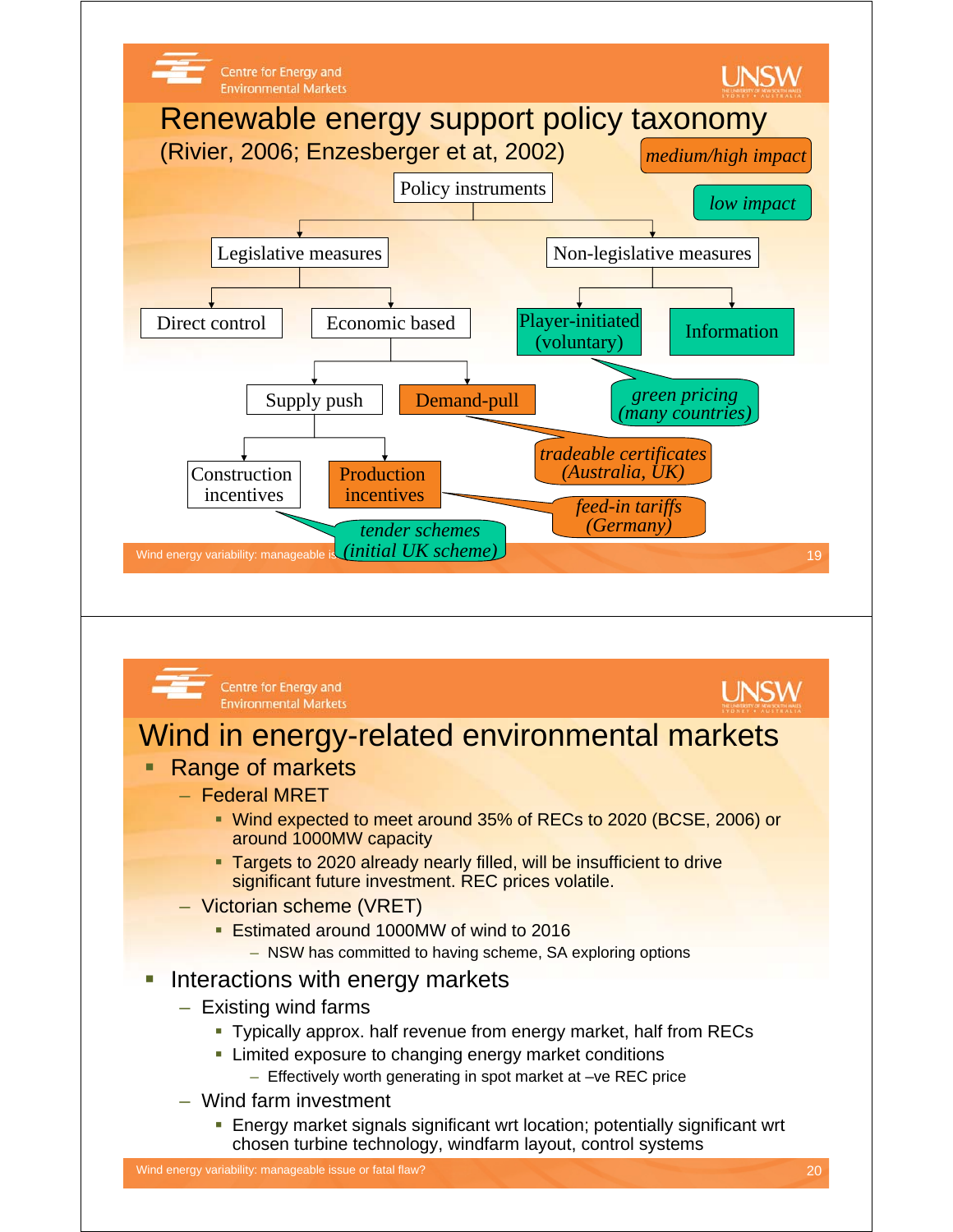# Renewable energy support policy taxonomy

(Rivier, 2006; Enzesberger et at, 2002)

*medium/high impact*

*low impact*

- Policy instruments
  - Legislative measures
    - Direct control
    - Economic based
      - Supply push
        - Construction incentives — *tender schemes (initial UK scheme)*
        - Production incentives — *feed-in tariffs (Germany)*
      - Demand-pull — *tradeable certificates (Australia, UK)*
  - Non-legislative measures
    - Player-initiated (voluntary) — *green pricing (many countries)*
    - Information

# Wind in energy-related environmental markets

- Range of markets
  - Federal MRET
    - Wind expected to meet around 35% of RECs to 2020 (BCSE, 2006) or around 1000MW capacity
    - Targets to 2020 already nearly filled, will be insufficient to drive significant future investment. REC prices volatile.
  - Victorian scheme (VRET)
    - Estimated around 1000MW of wind to 2016
      - NSW has committed to having scheme, SA exploring options
- Interactions with energy markets
  - Existing wind farms
    - Typically approx. half revenue from energy market, half from RECs
    - Limited exposure to changing energy market conditions
      - Effectively worth generating in spot market at –ve REC price
  - Wind farm investment
    - Energy market signals significant wrt location; potentially significant wrt chosen turbine technology, windfarm layout, control systems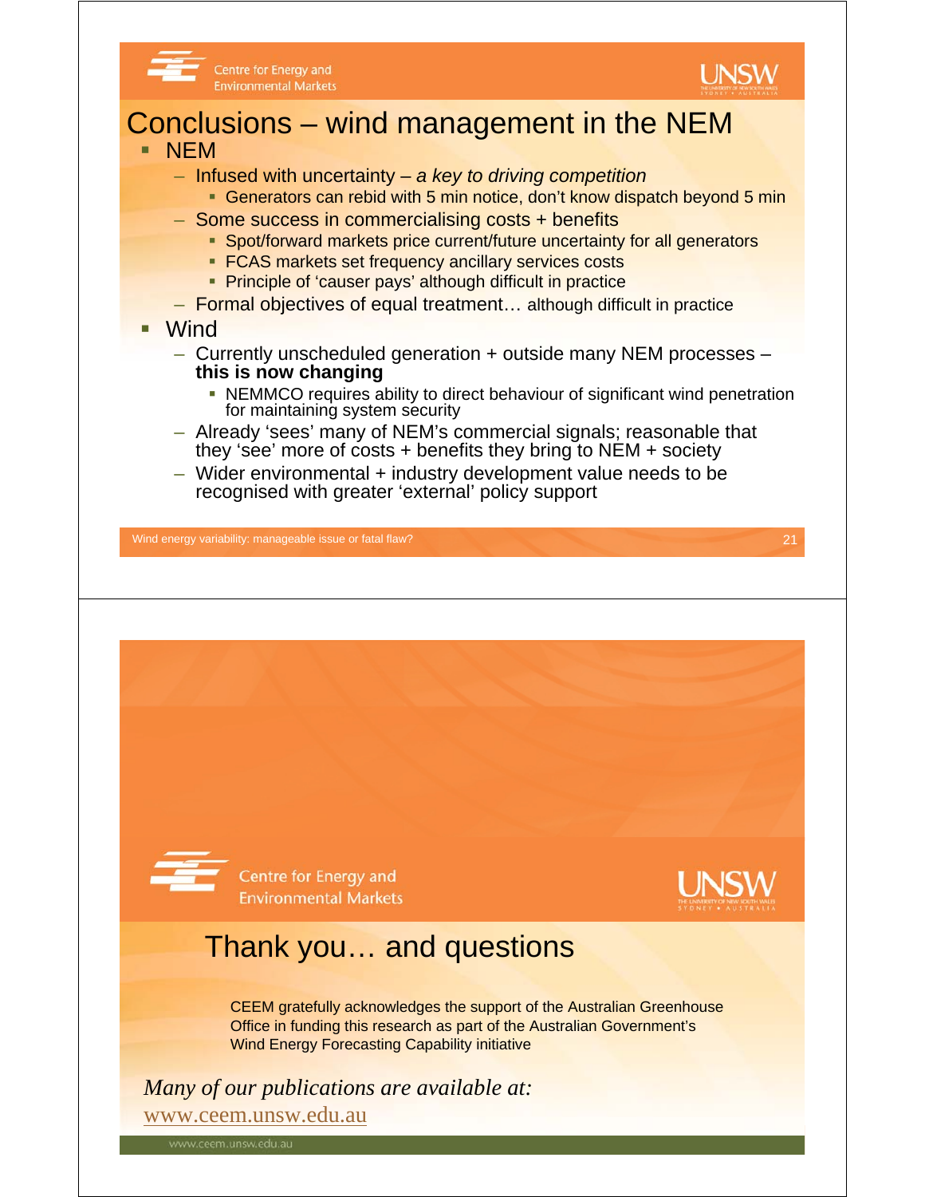# Conclusions – wind management in the NEM

- NEM
  - Infused with uncertainty – *a key to driving competition*
    - Generators can rebid with 5 min notice, don't know dispatch beyond 5 min
  - Some success in commercialising costs + benefits
    - Spot/forward markets price current/future uncertainty for all generators
    - FCAS markets set frequency ancillary services costs
    - Principle of 'causer pays' although difficult in practice
  - Formal objectives of equal treatment… although difficult in practice
- Wind
  - Currently unscheduled generation + outside many NEM processes – **this is now changing**
    - NEMMCO requires ability to direct behaviour of significant wind penetration for maintaining system security
  - Already 'sees' many of NEM's commercial signals; reasonable that they 'see' more of costs + benefits they bring to NEM + society
  - Wider environmental + industry development value needs to be recognised with greater 'external' policy support

# Thank you… and questions

CEEM gratefully acknowledges the support of the Australian Greenhouse Office in funding this research as part of the Australian Government's Wind Energy Forecasting Capability initiative

*Many of our publications are available at:*
www.ceem.unsw.edu.au